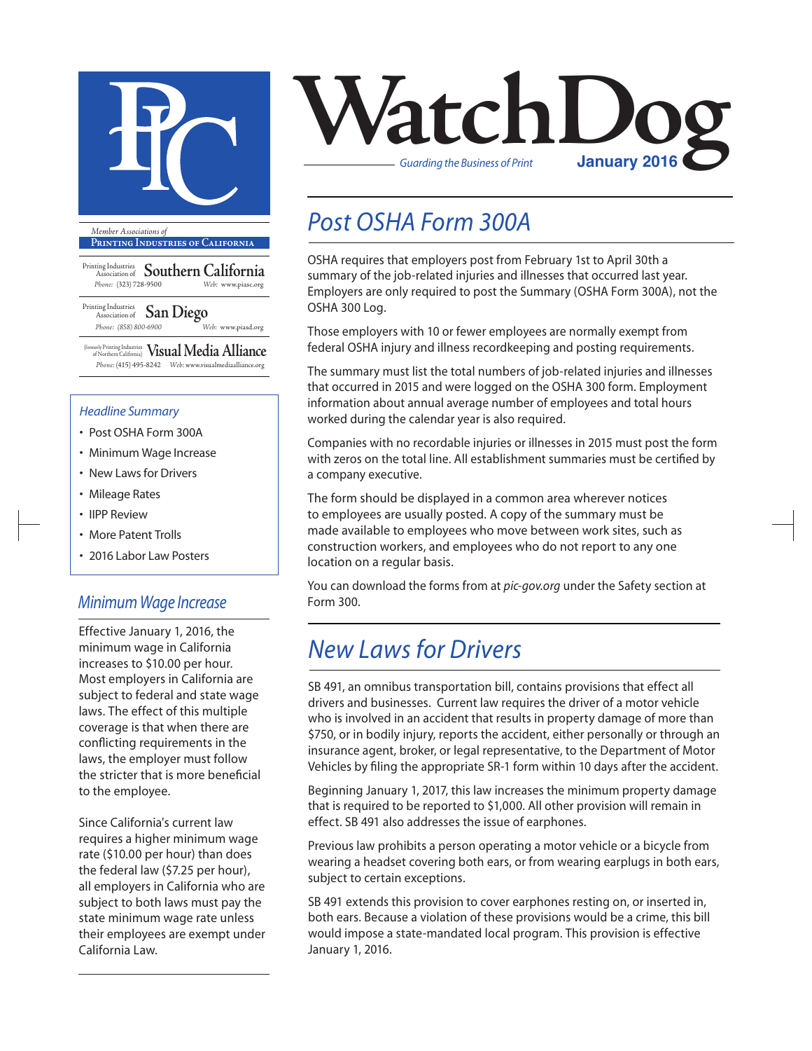# WatchDog

*Guarding the Business of Print*

**January 2016**

*Member Associations of*
**Printing Industries of California**

Printing Industries Association of **Southern California**
*Phone:* (323) 728-9500 *Web:* www.piasc.org

Printing Industries Association of **San Diego**
*Phone:* (858) 800-6900 *Web:* www.piasd.org

(formerly Printing Industries of Northern California) **Visual Media Alliance**
*Phone:* (415) 495-8242 *Web:* www.visualmediaalliance.org

### *Headline Summary*

- Post OSHA Form 300A
- Minimum Wage Increase
- New Laws for Drivers
- Mileage Rates
- IIPP Review
- More Patent Trolls
- 2016 Labor Law Posters

## *Minimum Wage Increase*

Effective January 1, 2016, the minimum wage in California increases to $10.00 per hour. Most employers in California are subject to federal and state wage laws. The effect of this multiple coverage is that when there are conflicting requirements in the laws, the employer must follow the stricter that is more beneficial to the employee.

Since California's current law requires a higher minimum wage rate ($10.00 per hour) than does the federal law ($7.25 per hour), all employers in California who are subject to both laws must pay the state minimum wage rate unless their employees are exempt under California Law.

## *Post OSHA Form 300A*

OSHA requires that employers post from February 1st to April 30th a summary of the job-related injuries and illnesses that occurred last year. Employers are only required to post the Summary (OSHA Form 300A), not the OSHA 300 Log.

Those employers with 10 or fewer employees are normally exempt from federal OSHA injury and illness recordkeeping and posting requirements.

The summary must list the total numbers of job-related injuries and illnesses that occurred in 2015 and were logged on the OSHA 300 form. Employment information about annual average number of employees and total hours worked during the calendar year is also required.

Companies with no recordable injuries or illnesses in 2015 must post the form with zeros on the total line. All establishment summaries must be certified by a company executive.

The form should be displayed in a common area wherever notices to employees are usually posted. A copy of the summary must be made available to employees who move between work sites, such as construction workers, and employees who do not report to any one location on a regular basis.

You can download the forms from at *pic-gov.org* under the Safety section at Form 300.

## *New Laws for Drivers*

SB 491, an omnibus transportation bill, contains provisions that effect all drivers and businesses. Current law requires the driver of a motor vehicle who is involved in an accident that results in property damage of more than $750, or in bodily injury, reports the accident, either personally or through an insurance agent, broker, or legal representative, to the Department of Motor Vehicles by filing the appropriate SR-1 form within 10 days after the accident.

Beginning January 1, 2017, this law increases the minimum property damage that is required to be reported to $1,000. All other provision will remain in effect. SB 491 also addresses the issue of earphones.

Previous law prohibits a person operating a motor vehicle or a bicycle from wearing a headset covering both ears, or from wearing earplugs in both ears, subject to certain exceptions.

SB 491 extends this provision to cover earphones resting on, or inserted in, both ears. Because a violation of these provisions would be a crime, this bill would impose a state-mandated local program. This provision is effective January 1, 2016.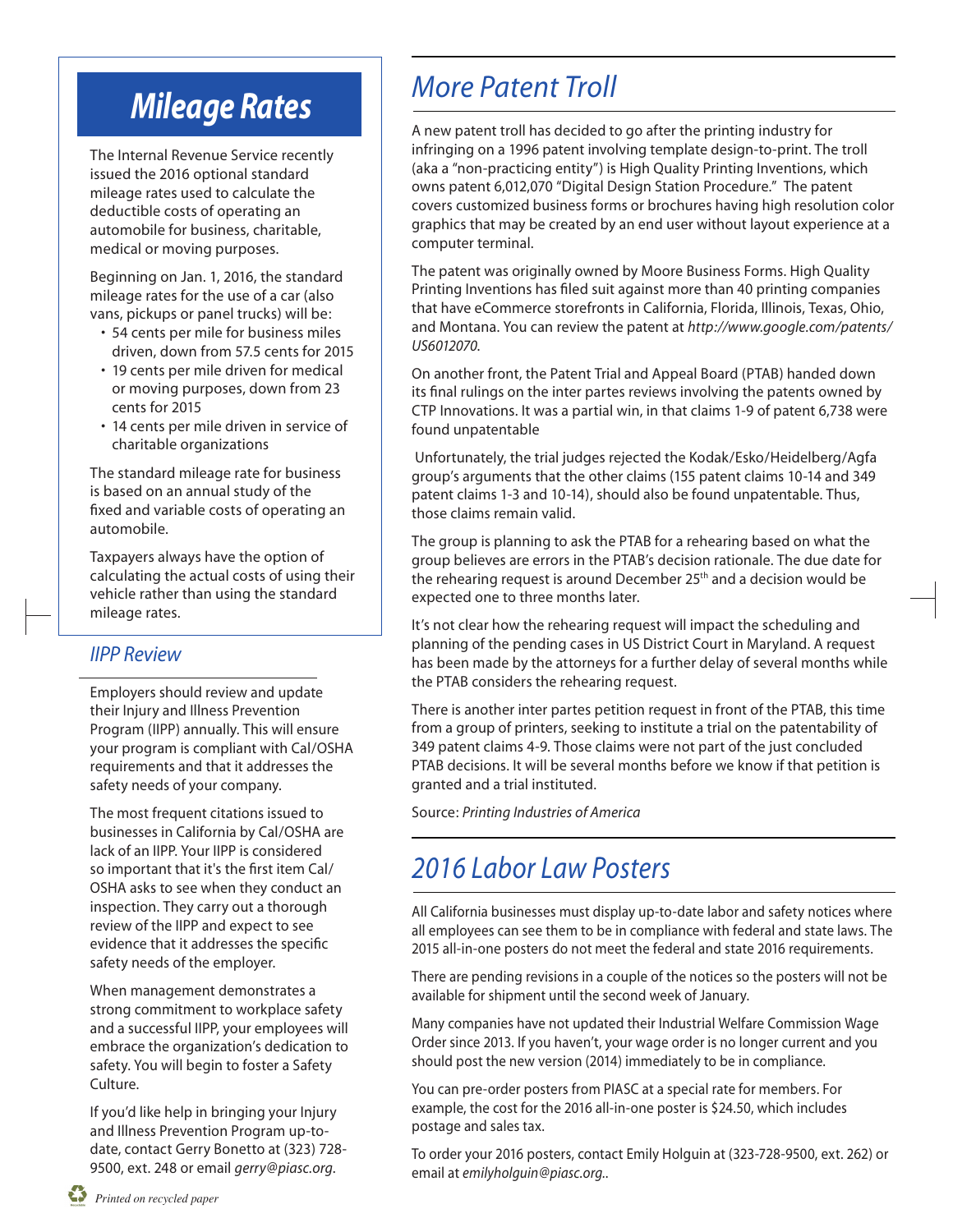## Mileage Rates

The Internal Revenue Service recently issued the 2016 optional standard mileage rates used to calculate the deductible costs of operating an automobile for business, charitable, medical or moving purposes.

Beginning on Jan. 1, 2016, the standard mileage rates for the use of a car (also vans, pickups or panel trucks) will be:

- 54 cents per mile for business miles driven, down from 57.5 cents for 2015
- 19 cents per mile driven for medical or moving purposes, down from 23 cents for 2015
- 14 cents per mile driven in service of charitable organizations

The standard mileage rate for business is based on an annual study of the fixed and variable costs of operating an automobile.

Taxpayers always have the option of calculating the actual costs of using their vehicle rather than using the standard mileage rates.

## IIPP Review

Employers should review and update their Injury and Illness Prevention Program (IIPP) annually. This will ensure your program is compliant with Cal/OSHA requirements and that it addresses the safety needs of your company.

The most frequent citations issued to businesses in California by Cal/OSHA are lack of an IIPP. Your IIPP is considered so important that it's the first item Cal/OSHA asks to see when they conduct an inspection. They carry out a thorough review of the IIPP and expect to see evidence that it addresses the specific safety needs of the employer.

When management demonstrates a strong commitment to workplace safety and a successful IIPP, your employees will embrace the organization's dedication to safety. You will begin to foster a Safety Culture.

If you'd like help in bringing your Injury and Illness Prevention Program up-to-date, contact Gerry Bonetto at (323) 728-9500, ext. 248 or email *gerry@piasc.org*.

## More Patent Troll

A new patent troll has decided to go after the printing industry for infringing on a 1996 patent involving template design-to-print. The troll (aka a "non-practicing entity") is High Quality Printing Inventions, which owns patent 6,012,070 "Digital Design Station Procedure." The patent covers customized business forms or brochures having high resolution color graphics that may be created by an end user without layout experience at a computer terminal.

The patent was originally owned by Moore Business Forms. High Quality Printing Inventions has filed suit against more than 40 printing companies that have eCommerce storefronts in California, Florida, Illinois, Texas, Ohio, and Montana. You can review the patent at *http://www.google.com/patents/US6012070*.

On another front, the Patent Trial and Appeal Board (PTAB) handed down its final rulings on the inter partes reviews involving the patents owned by CTP Innovations. It was a partial win, in that claims 1-9 of patent 6,738 were found unpatentable

Unfortunately, the trial judges rejected the Kodak/Esko/Heidelberg/Agfa group's arguments that the other claims (155 patent claims 10-14 and 349 patent claims 1-3 and 10-14), should also be found unpatentable. Thus, those claims remain valid.

The group is planning to ask the PTAB for a rehearing based on what the group believes are errors in the PTAB's decision rationale. The due date for the rehearing request is around December 25th and a decision would be expected one to three months later.

It's not clear how the rehearing request will impact the scheduling and planning of the pending cases in US District Court in Maryland. A request has been made by the attorneys for a further delay of several months while the PTAB considers the rehearing request.

There is another inter partes petition request in front of the PTAB, this time from a group of printers, seeking to institute a trial on the patentability of 349 patent claims 4-9. Those claims were not part of the just concluded PTAB decisions. It will be several months before we know if that petition is granted and a trial instituted.

Source: *Printing Industries of America*

## 2016 Labor Law Posters

All California businesses must display up-to-date labor and safety notices where all employees can see them to be in compliance with federal and state laws. The 2015 all-in-one posters do not meet the federal and state 2016 requirements.

There are pending revisions in a couple of the notices so the posters will not be available for shipment until the second week of January.

Many companies have not updated their Industrial Welfare Commission Wage Order since 2013. If you haven't, your wage order is no longer current and you should post the new version (2014) immediately to be in compliance.

You can pre-order posters from PIASC at a special rate for members. For example, the cost for the 2016 all-in-one poster is $24.50, which includes postage and sales tax.

To order your 2016 posters, contact Emily Holguin at (323-728-9500, ext. 262) or email at *emilyholguin@piasc.org*..

*Printed on recycled paper*